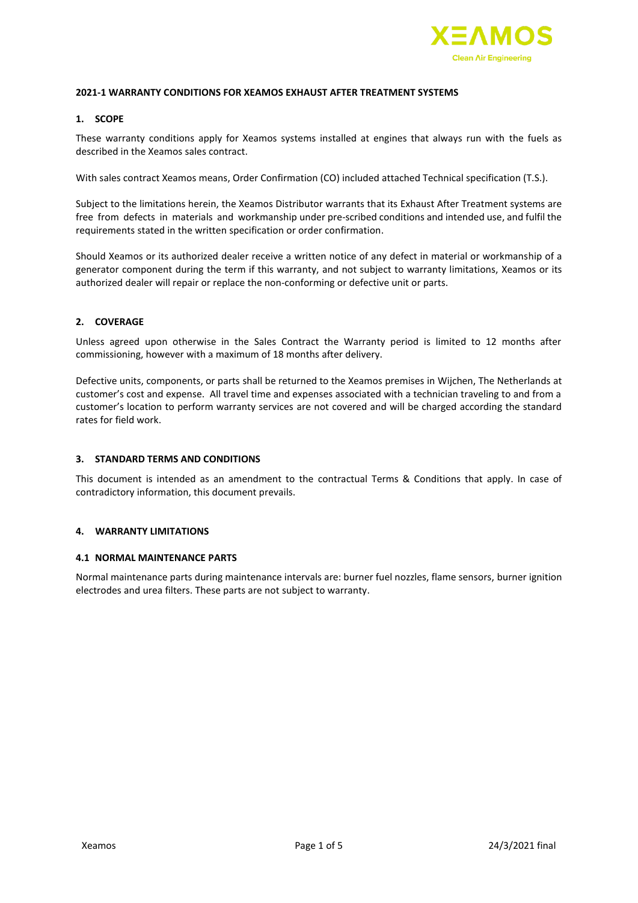# 2021-1 WARRANTY CONDITIONS FOR XEAMOS EXHAUST AFTER TREATMENT SYSTEMS

## 1. SCOPE

These warranty conditions apply for Xeamos systems installed at engines that always run with the fuels as described in the Xeamos sales contract.

With sales contract Xeamos means, Order Confirmation (CO) included attached Technical specification (T.S.).

Subject to the limitations herein, the Xeamos Distributor warrants that its Exhaust After Treatment systems are free from defects in materials and workmanship under pre-scribed conditions and intended use, and fulfil the requirements stated in the written specification or order confirmation.

Should Xeamos or its authorized dealer receive a written notice of any defect in material or workmanship of a generator component during the term if this warranty, and not subject to warranty limitations, Xeamos or its authorized dealer will repair or replace the non-conforming or defective unit or parts.

## 2. COVERAGE

Unless agreed upon otherwise in the Sales Contract the Warranty period is limited to 12 months after commissioning, however with a maximum of 18 months after delivery.

Defective units, components, or parts shall be returned to the Xeamos premises in Wijchen, The Netherlands at customer's cost and expense. All travel time and expenses associated with a technician traveling to and from a customer's location to perform warranty services are not covered and will be charged according the standard rates for field work.

## 3. STANDARD TERMS AND CONDITIONS

This document is intended as an amendment to the contractual Terms & Conditions that apply. In case of contradictory information, this document prevails.

## 4. WARRANTY LIMITATIONS

### 4.1 NORMAL MAINTENANCE PARTS

Normal maintenance parts during maintenance intervals are: burner fuel nozzles, flame sensors, burner ignition electrodes and urea filters. These parts are not subject to warranty.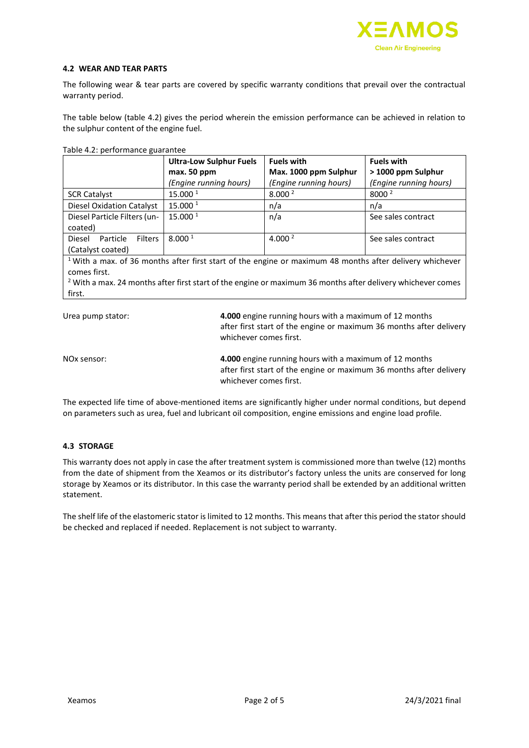### 4.2 WEAR AND TEAR PARTS

The following wear & tear parts are covered by specific warranty conditions that prevail over the contractual warranty period.

The table below (table 4.2) gives the period wherein the emission performance can be achieved in relation to the sulphur content of the engine fuel.

Table 4.2: performance guarantee

| | **Ultra-Low Sulphur Fuels max. 50 ppm** *(Engine running hours)* | **Fuels with Max. 1000 ppm Sulphur** *(Engine running hours)* | **Fuels with > 1000 ppm Sulphur** *(Engine running hours)* |
|---|---|---|---|
| SCR Catalyst | 15.000 [1] | 8.000 [2] | 8000 [2] |
| Diesel Oxidation Catalyst | 15.000 [1] | n/a | n/a |
| Diesel Particle Filters (un-coated) | 15.000 [1] | n/a | See sales contract |
| Diesel Particle Filters (Catalyst coated) | 8.000 [1] | 4.000 [2] | See sales contract |

[1] With a max. of 36 months after first start of the engine or maximum 48 months after delivery whichever comes first.
[2] With a max. 24 months after first start of the engine or maximum 36 months after delivery whichever comes first.

Urea pump stator: **4.000** engine running hours with a maximum of 12 months after first start of the engine or maximum 36 months after delivery whichever comes first.

NOx sensor: **4.000** engine running hours with a maximum of 12 months after first start of the engine or maximum 36 months after delivery whichever comes first.

The expected life time of above-mentioned items are significantly higher under normal conditions, but depend on parameters such as urea, fuel and lubricant oil composition, engine emissions and engine load profile.

### 4.3 STORAGE

This warranty does not apply in case the after treatment system is commissioned more than twelve (12) months from the date of shipment from the Xeamos or its distributor's factory unless the units are conserved for long storage by Xeamos or its distributor. In this case the warranty period shall be extended by an additional written statement.

The shelf life of the elastomeric stator is limited to 12 months. This means that after this period the stator should be checked and replaced if needed. Replacement is not subject to warranty.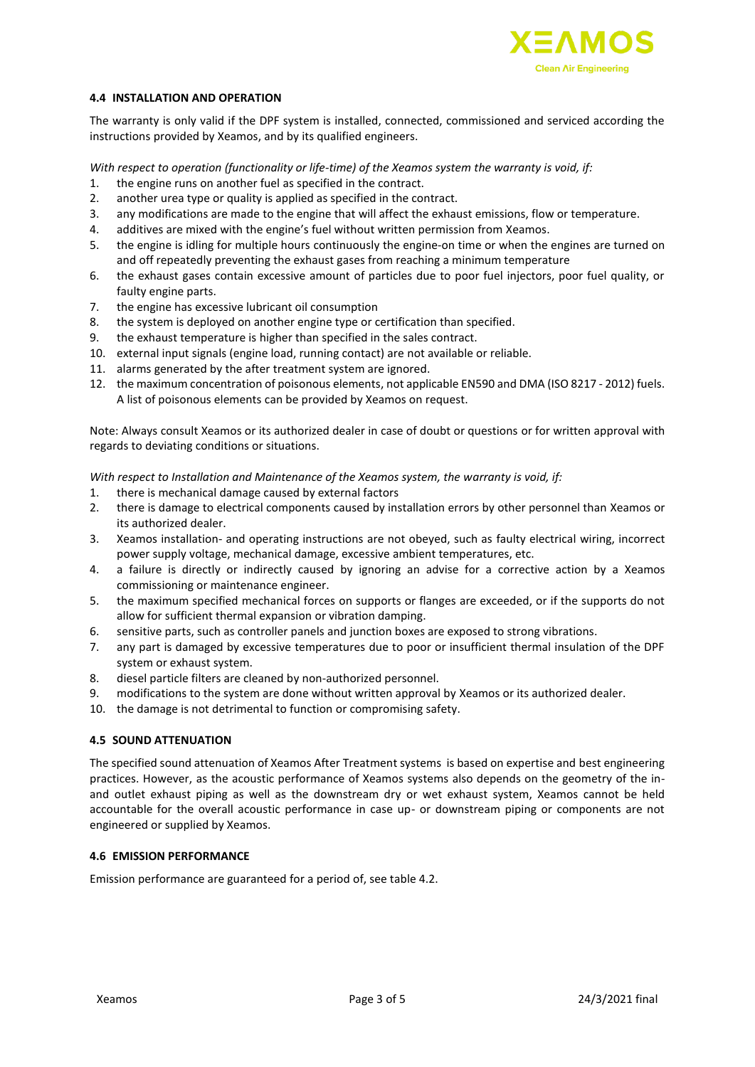#### 4.4 INSTALLATION AND OPERATION

The warranty is only valid if the DPF system is installed, connected, commissioned and serviced according the instructions provided by Xeamos, and by its qualified engineers.

*With respect to operation (functionality or life-time) of the Xeamos system the warranty is void, if:*

1. the engine runs on another fuel as specified in the contract.
2. another urea type or quality is applied as specified in the contract.
3. any modifications are made to the engine that will affect the exhaust emissions, flow or temperature.
4. additives are mixed with the engine's fuel without written permission from Xeamos.
5. the engine is idling for multiple hours continuously the engine-on time or when the engines are turned on and off repeatedly preventing the exhaust gases from reaching a minimum temperature
6. the exhaust gases contain excessive amount of particles due to poor fuel injectors, poor fuel quality, or faulty engine parts.
7. the engine has excessive lubricant oil consumption
8. the system is deployed on another engine type or certification than specified.
9. the exhaust temperature is higher than specified in the sales contract.
10. external input signals (engine load, running contact) are not available or reliable.
11. alarms generated by the after treatment system are ignored.
12. the maximum concentration of poisonous elements, not applicable EN590 and DMA (ISO 8217 - 2012) fuels. A list of poisonous elements can be provided by Xeamos on request.

Note: Always consult Xeamos or its authorized dealer in case of doubt or questions or for written approval with regards to deviating conditions or situations.

*With respect to Installation and Maintenance of the Xeamos system, the warranty is void, if:*

1. there is mechanical damage caused by external factors
2. there is damage to electrical components caused by installation errors by other personnel than Xeamos or its authorized dealer.
3. Xeamos installation- and operating instructions are not obeyed, such as faulty electrical wiring, incorrect power supply voltage, mechanical damage, excessive ambient temperatures, etc.
4. a failure is directly or indirectly caused by ignoring an advise for a corrective action by a Xeamos commissioning or maintenance engineer.
5. the maximum specified mechanical forces on supports or flanges are exceeded, or if the supports do not allow for sufficient thermal expansion or vibration damping.
6. sensitive parts, such as controller panels and junction boxes are exposed to strong vibrations.
7. any part is damaged by excessive temperatures due to poor or insufficient thermal insulation of the DPF system or exhaust system.
8. diesel particle filters are cleaned by non-authorized personnel.
9. modifications to the system are done without written approval by Xeamos or its authorized dealer.
10. the damage is not detrimental to function or compromising safety.

#### 4.5 SOUND ATTENUATION

The specified sound attenuation of Xeamos After Treatment systems is based on expertise and best engineering practices. However, as the acoustic performance of Xeamos systems also depends on the geometry of the in- and outlet exhaust piping as well as the downstream dry or wet exhaust system, Xeamos cannot be held accountable for the overall acoustic performance in case up- or downstream piping or components are not engineered or supplied by Xeamos.

#### 4.6 EMISSION PERFORMANCE

Emission performance are guaranteed for a period of, see table 4.2.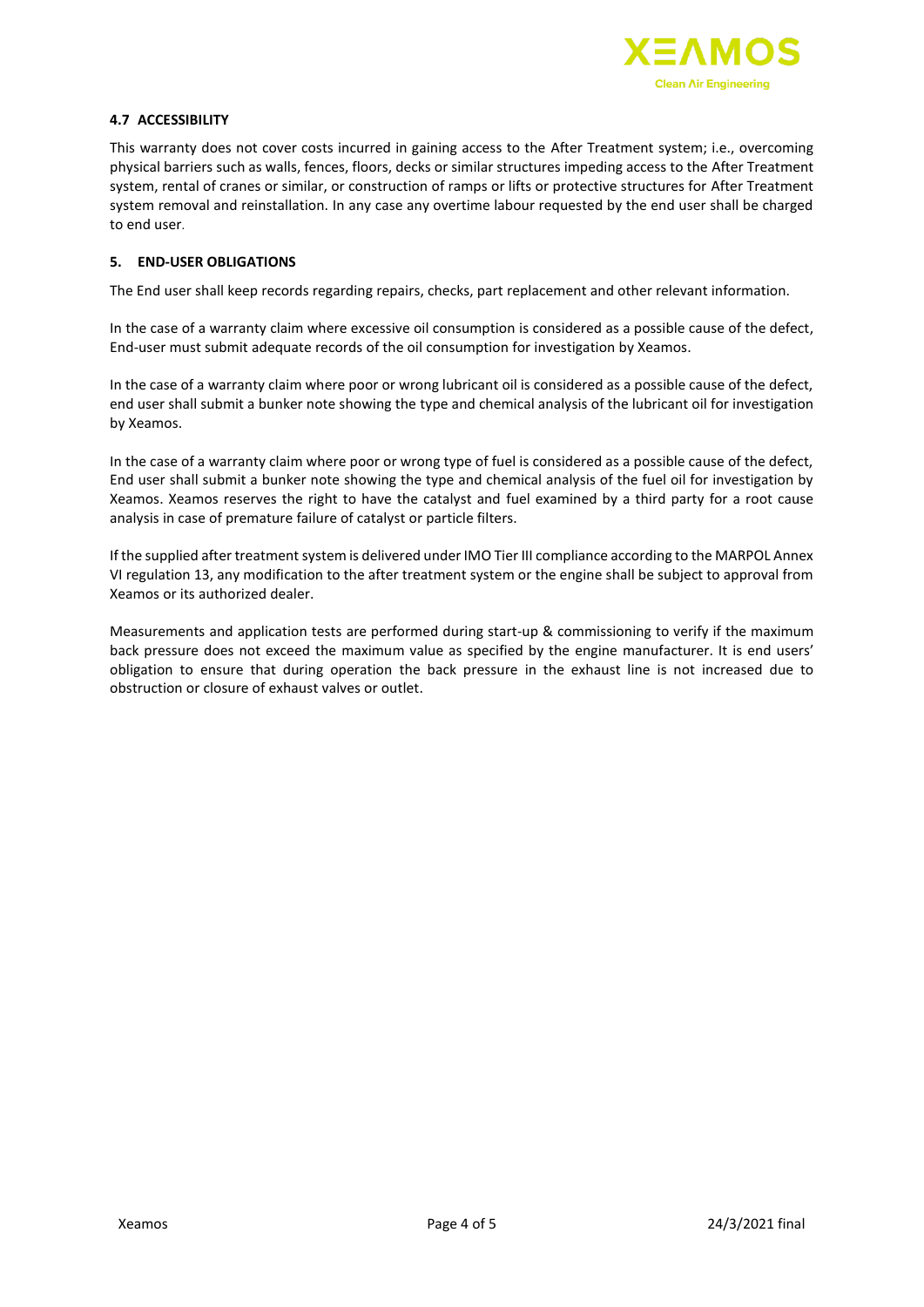### 4.7 ACCESSIBILITY

This warranty does not cover costs incurred in gaining access to the After Treatment system; i.e., overcoming physical barriers such as walls, fences, floors, decks or similar structures impeding access to the After Treatment system, rental of cranes or similar, or construction of ramps or lifts or protective structures for After Treatment system removal and reinstallation. In any case any overtime labour requested by the end user shall be charged to end user.

## 5. END-USER OBLIGATIONS

The End user shall keep records regarding repairs, checks, part replacement and other relevant information.

In the case of a warranty claim where excessive oil consumption is considered as a possible cause of the defect, End-user must submit adequate records of the oil consumption for investigation by Xeamos.

In the case of a warranty claim where poor or wrong lubricant oil is considered as a possible cause of the defect, end user shall submit a bunker note showing the type and chemical analysis of the lubricant oil for investigation by Xeamos.

In the case of a warranty claim where poor or wrong type of fuel is considered as a possible cause of the defect, End user shall submit a bunker note showing the type and chemical analysis of the fuel oil for investigation by Xeamos. Xeamos reserves the right to have the catalyst and fuel examined by a third party for a root cause analysis in case of premature failure of catalyst or particle filters.

If the supplied after treatment system is delivered under IMO Tier III compliance according to the MARPOL Annex VI regulation 13, any modification to the after treatment system or the engine shall be subject to approval from Xeamos or its authorized dealer.

Measurements and application tests are performed during start-up & commissioning to verify if the maximum back pressure does not exceed the maximum value as specified by the engine manufacturer. It is end users' obligation to ensure that during operation the back pressure in the exhaust line is not increased due to obstruction or closure of exhaust valves or outlet.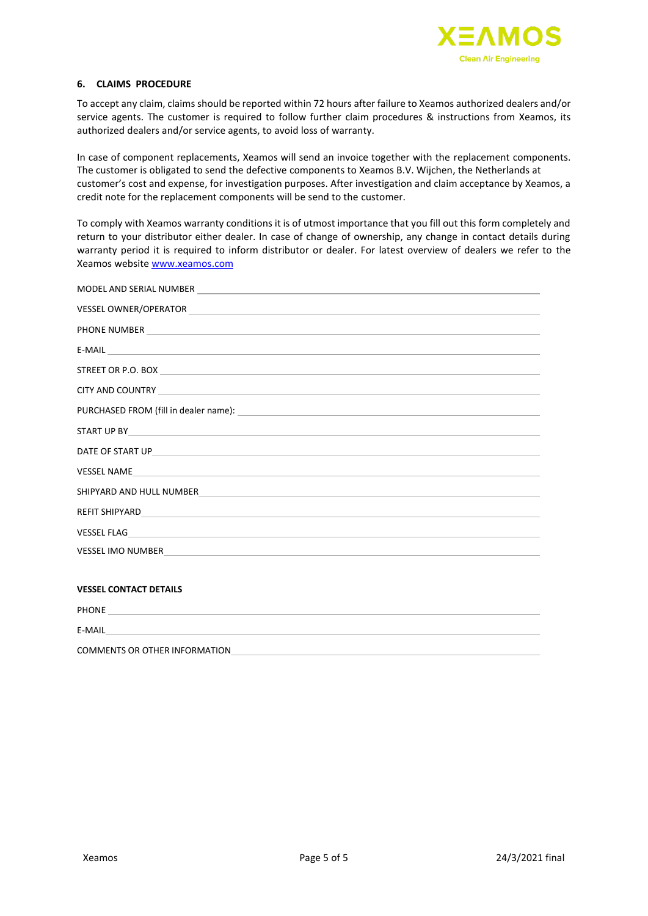## 6. CLAIMS PROCEDURE

To accept any claim, claims should be reported within 72 hours after failure to Xeamos authorized dealers and/or service agents. The customer is required to follow further claim procedures & instructions from Xeamos, its authorized dealers and/or service agents, to avoid loss of warranty.

In case of component replacements, Xeamos will send an invoice together with the replacement components. The customer is obligated to send the defective components to Xeamos B.V. Wijchen, the Netherlands at customer's cost and expense, for investigation purposes. After investigation and claim acceptance by Xeamos, a credit note for the replacement components will be send to the customer.

To comply with Xeamos warranty conditions it is of utmost importance that you fill out this form completely and return to your distributor either dealer. In case of change of ownership, any change in contact details during warranty period it is required to inform distributor or dealer. For latest overview of dealers we refer to the Xeamos website www.xeamos.com

MODEL AND SERIAL NUMBER ____________________

VESSEL OWNER/OPERATOR ____________________

PHONE NUMBER ____________________

E-MAIL ____________________

STREET OR P.O. BOX ____________________

CITY AND COUNTRY ____________________

PURCHASED FROM (fill in dealer name): ____________________

START UP BY ____________________

DATE OF START UP ____________________

VESSEL NAME ____________________

SHIPYARD AND HULL NUMBER ____________________

REFIT SHIPYARD ____________________

VESSEL FLAG ____________________

VESSEL IMO NUMBER ____________________

**VESSEL CONTACT DETAILS**

PHONE ____________________

E-MAIL ____________________

COMMENTS OR OTHER INFORMATION ____________________